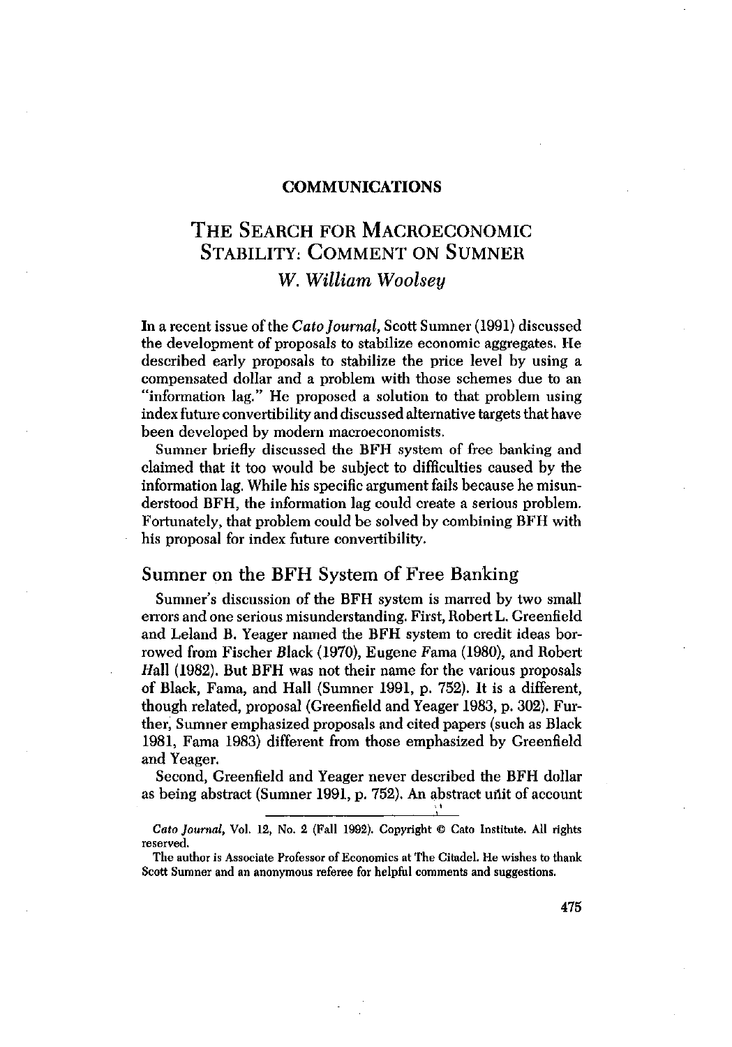**COMMUNICATIONS**

# The Search for Macroeconomic Stability: Comment on Sumner

*W. William Woolsey*

In a recent issue of the *Cato Journal*, Scott Sumner (1991) discussed the development of proposals to stabilize economic aggregates. He described early proposals to stabilize the price level by using a compensated dollar and a problem with those schemes due to an "information lag." He proposed a solution to that problem using index future convertibility and discussed alternative targets that have been developed by modern macroeconomists.

Sumner briefly discussed the BFH system of free banking and claimed that it too would be subject to difficulties caused by the information lag. While his specific argument fails because he misunderstood BFH, the information lag could create a serious problem. Fortunately, that problem could be solved by combining BFH with his proposal for index future convertibility.

## Sumner on the BFH System of Free Banking

Sumner's discussion of the BFH system is marred by two small errors and one serious misunderstanding. First, Robert L. Greenfield and Leland B. Yeager named the BFH system to credit ideas borrowed from Fischer Black (1970), Eugene Fama (1980), and Robert Hall (1982). But BFH was not their name for the various proposals of Black, Fama, and Hall (Sumner 1991, p. 752). It is a different, though related, proposal (Greenfield and Yeager 1983, p. 302). Further, Sumner emphasized proposals and cited papers (such as Black 1981, Fama 1983) different from those emphasized by Greenfield and Yeager.

Second, Greenfield and Yeager never described the BFH dollar as being abstract (Sumner 1991, p. 752). An abstract unit of account

*Cato Journal*, Vol. 12, No. 2 (Fall 1992). Copyright © Cato Institute. All rights reserved.

The author is Associate Professor of Economics at The Citadel. He wishes to thank Scott Sumner and an anonymous referee for helpful comments and suggestions.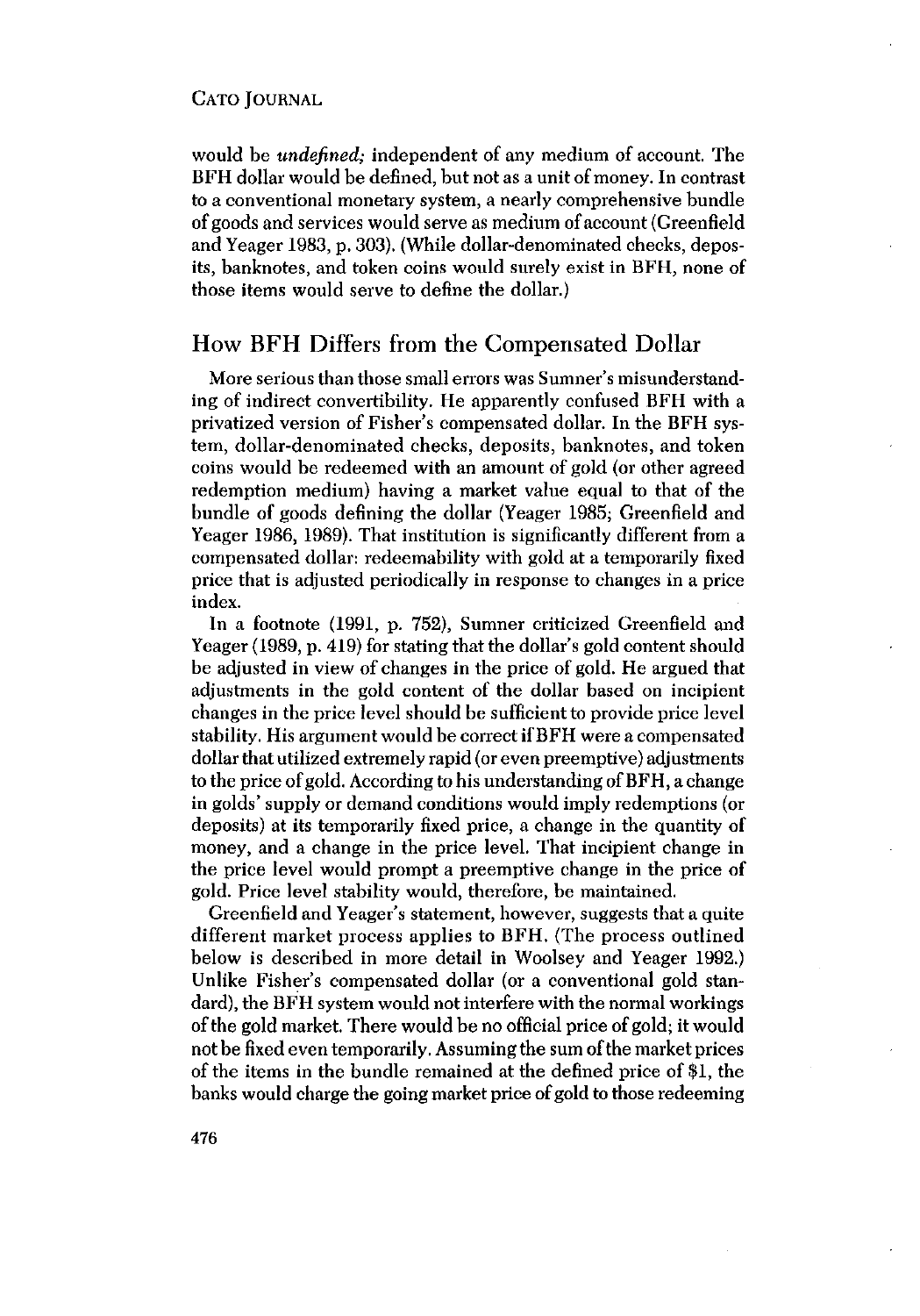would be *undefined;* independent of any medium of account. The BFH dollar would be defined, but not as a unit of money. In contrast to a conventional monetary system, a nearly comprehensive bundle of goods and services would serve as medium of account (Greenfield and Yeager 1983, p. 303). (While dollar-denominated checks, deposits, banknotes, and token coins would surely exist in BFH, none of those items would serve to define the dollar.)

## How BFH Differs from the Compensated Dollar

More serious than those small errors was Sumner's misunderstanding of indirect convertibility. He apparently confused BFH with a privatized version of Fisher's compensated dollar. In the BFH system, dollar-denominated checks, deposits, banknotes, and token coins would be redeemed with an amount of gold (or other agreed redemption medium) having a market value equal to that of the bundle of goods defining the dollar (Yeager 1985; Greenfield and Yeager 1986, 1989). That institution is significantly different from a compensated dollar: redeemability with gold at a temporarily fixed price that is adjusted periodically in response to changes in a price index.

In a footnote (1991, p. 752), Sumner criticized Greenfield and Yeager (1989, p. 419) for stating that the dollar's gold content should be adjusted in view of changes in the price of gold. He argued that adjustments in the gold content of the dollar based on incipient changes in the price level should be sufficient to provide price level stability. His argument would be correct if BFH were a compensated dollar that utilized extremely rapid (or even preemptive) adjustments to the price of gold. According to his understanding of BFH, a change in golds' supply or demand conditions would imply redemptions (or deposits) at its temporarily fixed price, a change in the quantity of money, and a change in the price level. That incipient change in the price level would prompt a preemptive change in the price of gold. Price level stability would, therefore, be maintained.

Greenfield and Yeager's statement, however, suggests that a quite different market process applies to BFH. (The process outlined below is described in more detail in Woolsey and Yeager 1992.) Unlike Fisher's compensated dollar (or a conventional gold standard), the BFH system would not interfere with the normal workings of the gold market. There would be no official price of gold; it would not be fixed even temporarily. Assuming the sum of the market prices of the items in the bundle remained at the defined price of $1, the banks would charge the going market price of gold to those redeeming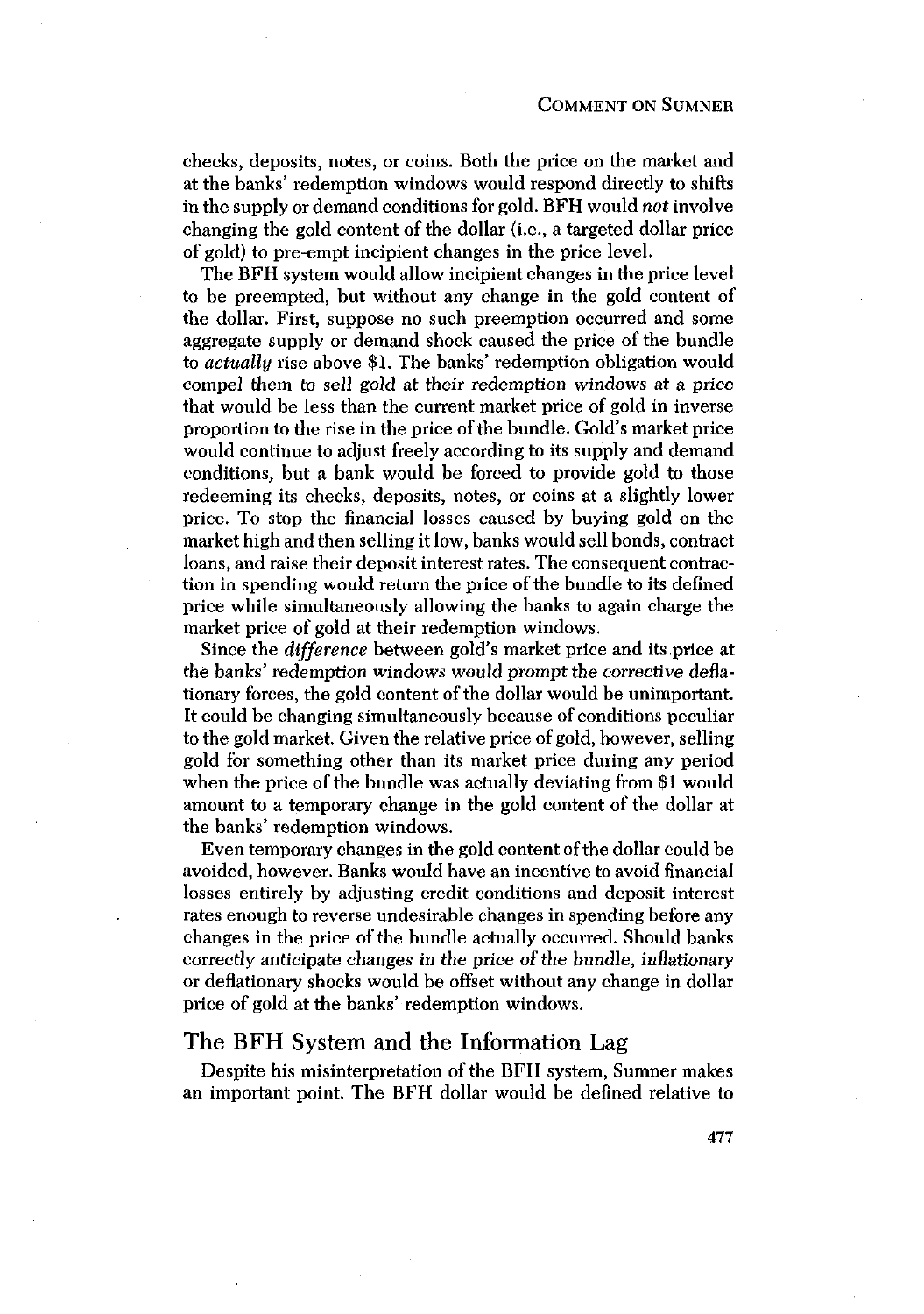checks, deposits, notes, or coins. Both the price on the market and at the banks' redemption windows would respond directly to shifts in the supply or demand conditions for gold. BFH would *not* involve changing the gold content of the dollar (i.e., a targeted dollar price of gold) to pre-empt incipient changes in the price level.

The BFH system would allow incipient changes in the price level to be preempted, but without any change in the gold content of the dollar. First, suppose no such preemption occurred and some aggregate supply or demand shock caused the price of the bundle to *actually* rise above \$1. The banks' redemption obligation would compel them to sell gold at their redemption windows at a price that would be less than the current market price of gold in inverse proportion to the rise in the price of the bundle. Gold's market price would continue to adjust freely according to its supply and demand conditions, but a bank would be forced to provide gold to those redeeming its checks, deposits, notes, or coins at a slightly lower price. To stop the financial losses caused by buying gold on the market high and then selling it low, banks would sell bonds, contract loans, and raise their deposit interest rates. The consequent contraction in spending would return the price of the bundle to its defined price while simultaneously allowing the banks to again charge the market price of gold at their redemption windows.

Since the *difference* between gold's market price and its price at the banks' redemption windows would prompt the corrective deflationary forces, the gold content of the dollar would be unimportant. It could be changing simultaneously because of conditions peculiar to the gold market. Given the relative price of gold, however, selling gold for something other than its market price during any period when the price of the bundle was actually deviating from \$1 would amount to a temporary change in the gold content of the dollar at the banks' redemption windows.

Even temporary changes in the gold content of the dollar could be avoided, however. Banks would have an incentive to avoid financial losses entirely by adjusting credit conditions and deposit interest rates enough to reverse undesirable changes in spending before any changes in the price of the bundle actually occurred. Should banks correctly anticipate changes in the price of the bundle, inflationary or deflationary shocks would be offset without any change in dollar price of gold at the banks' redemption windows.

## The BFH System and the Information Lag

Despite his misinterpretation of the BFH system, Sumner makes an important point. The BFH dollar would be defined relative to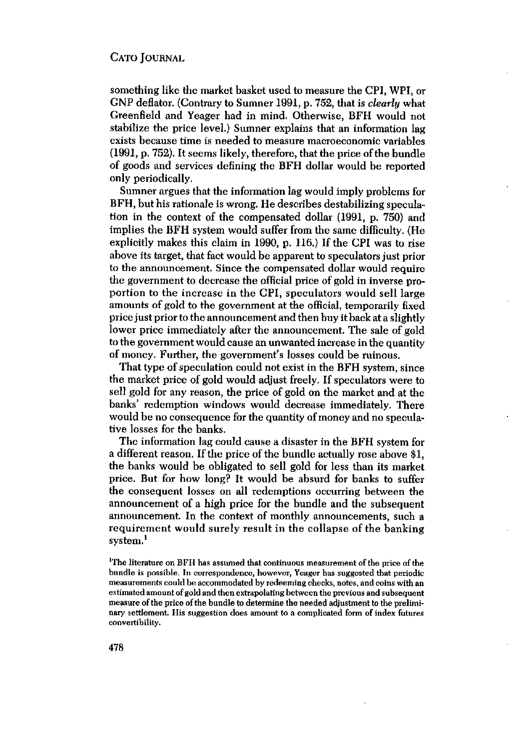something like the market basket used to measure the CPI, WPI, or GNP deflator. (Contrary to Sumner 1991, p. 752, that is *clearly* what Greenfield and Yeager had in mind. Otherwise, BFH would not stabilize the price level.) Sumner explains that an information lag exists because time is needed to measure macroeconomic variables (1991, p. 752). It seems likely, therefore, that the price of the bundle of goods and services defining the BFH dollar would be reported only periodically.

Sumner argues that the information lag would imply problems for BFH, but his rationale is wrong. He describes destabilizing speculation in the context of the compensated dollar (1991, p. 750) and implies the BFH system would suffer from the same difficulty. (He explicitly makes this claim in 1990, p. 116.) If the CPI was to rise above its target, that fact would be apparent to speculators just prior to the announcement. Since the compensated dollar would require the government to decrease the official price of gold in inverse proportion to the increase in the CPI, speculators would sell large amounts of gold to the government at the official, temporarily fixed price just prior to the announcement and then buy it back at a slightly lower price immediately after the announcement. The sale of gold to the government would cause an unwanted increase in the quantity of money. Further, the government's losses could be ruinous.

That type of speculation could not exist in the BFH system, since the market price of gold would adjust freely. If speculators were to sell gold for any reason, the price of gold on the market and at the banks' redemption windows would decrease immediately. There would be no consequence for the quantity of money and no speculative losses for the banks.

The information lag could cause a disaster in the BFH system for a different reason. If the price of the bundle actually rose above $1, the banks would be obligated to sell gold for less than its market price. But for how long? It would be absurd for banks to suffer the consequent losses on all redemptions occurring between the announcement of a high price for the bundle and the subsequent announcement. In the context of monthly announcements, such a requirement would surely result in the collapse of the banking system.[1]

[1]The literature on BFH has assumed that continuous measurement of the price of the bundle is possible. In correspondence, however, Yeager has suggested that periodic measurements could be accommodated by redeeming checks, notes, and coins with an estimated amount of gold and then extrapolating between the previous and subsequent measure of the price of the bundle to determine the needed adjustment to the preliminary settlement. His suggestion does amount to a complicated form of index futures convertibility.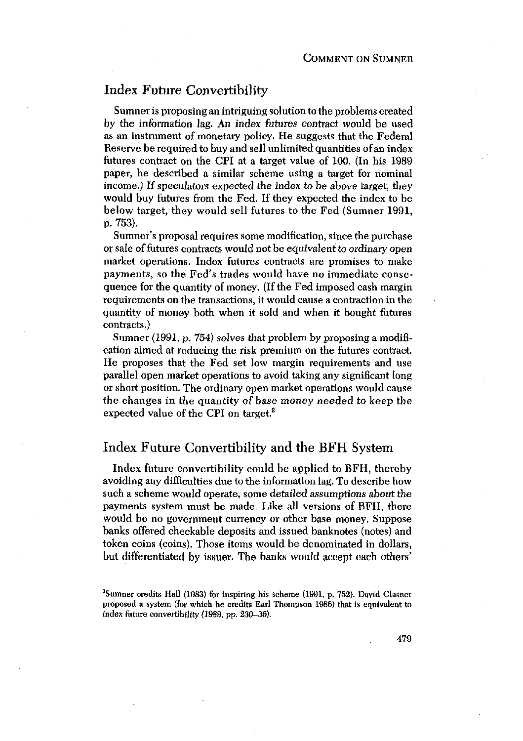## Index Future Convertibility

Sumner is proposing an intriguing solution to the problems created by the information lag. An index futures contract would be used as an instrument of monetary policy. He suggests that the Federal Reserve be required to buy and sell unlimited quantities of an index futures contract on the CPI at a target value of 100. (In his 1989 paper, he described a similar scheme using a target for nominal income.) If speculators expected the index to be above target, they would buy futures from the Fed. If they expected the index to be below target, they would sell futures to the Fed (Sumner 1991, p. 753).

Sumner's proposal requires some modification, since the purchase or sale of futures contracts would not be equivalent to ordinary open market operations. Index futures contracts are promises to make payments, so the Fed's trades would have no immediate consequence for the quantity of money. (If the Fed imposed cash margin requirements on the transactions, it would cause a contraction in the quantity of money both when it sold and when it bought futures contracts.)

Sumner (1991, p. 754) solves that problem by proposing a modification aimed at reducing the risk premium on the futures contract. He proposes that the Fed set low margin requirements and use parallel open market operations to avoid taking any significant long or short position. The ordinary open market operations would cause the changes in the quantity of base money needed to keep the expected value of the CPI on target.[2]

## Index Future Convertibility and the BFH System

Index future convertibility could be applied to BFH, thereby avoiding any difficulties due to the information lag. To describe how such a scheme would operate, some detailed assumptions about the payments system must be made. Like all versions of BFH, there would be no government currency or other base money. Suppose banks offered checkable deposits and issued banknotes (notes) and token coins (coins). Those items would be denominated in dollars, but differentiated by issuer. The banks would accept each others'

[2]Sumner credits Hall (1983) for inspiring his scheme (1991, p. 752). David Glasner proposed a system (for which he credits Earl Thompson 1986) that is equivalent to index future convertibility (1989, pp. 230–36).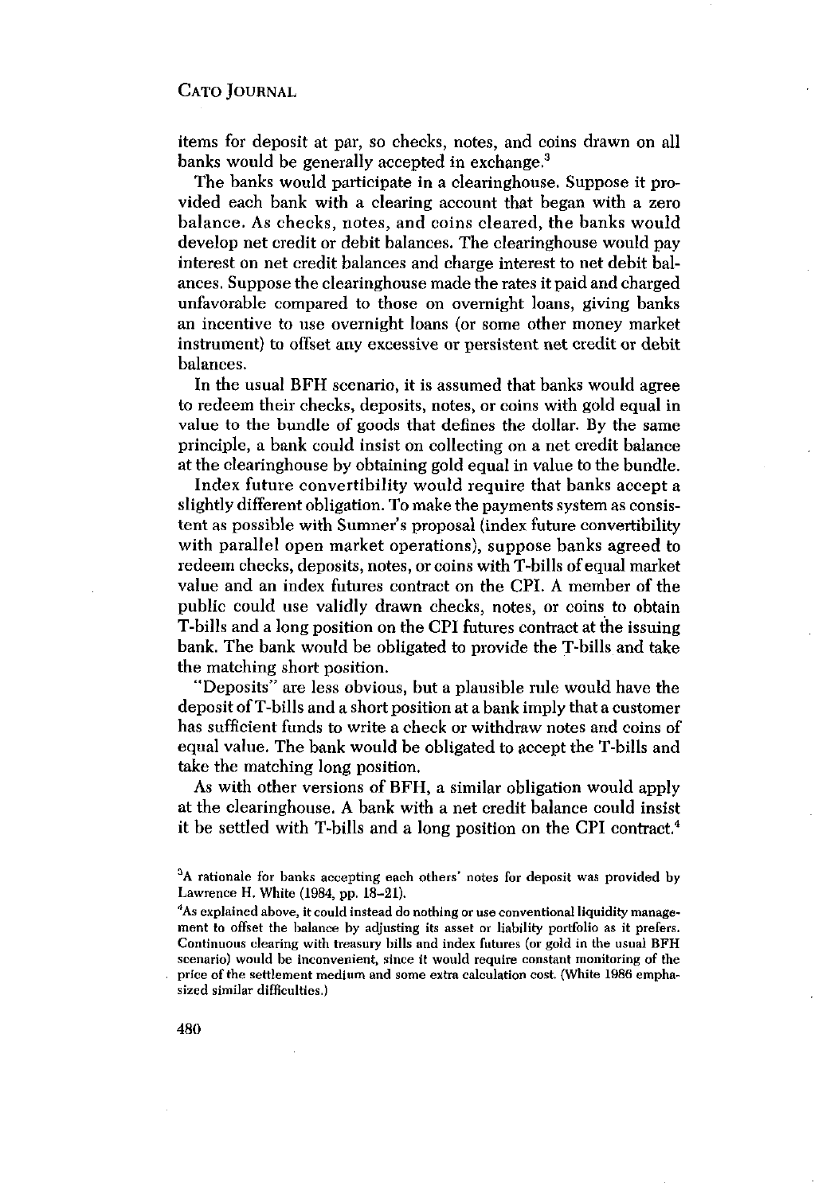items for deposit at par, so checks, notes, and coins drawn on all banks would be generally accepted in exchange.[3]

The banks would participate in a clearinghouse. Suppose it provided each bank with a clearing account that began with a zero balance. As checks, notes, and coins cleared, the banks would develop net credit or debit balances. The clearinghouse would pay interest on net credit balances and charge interest to net debit balances. Suppose the clearinghouse made the rates it paid and charged unfavorable compared to those on overnight loans, giving banks an incentive to use overnight loans (or some other money market instrument) to offset any excessive or persistent net credit or debit balances.

In the usual BFH scenario, it is assumed that banks would agree to redeem their checks, deposits, notes, or coins with gold equal in value to the bundle of goods that defines the dollar. By the same principle, a bank could insist on collecting on a net credit balance at the clearinghouse by obtaining gold equal in value to the bundle.

Index future convertibility would require that banks accept a slightly different obligation. To make the payments system as consistent as possible with Sumner's proposal (index future convertibility with parallel open market operations), suppose banks agreed to redeem checks, deposits, notes, or coins with T-bills of equal market value and an index futures contract on the CPI. A member of the public could use validly drawn checks, notes, or coins to obtain T-bills and a long position on the CPI futures contract at the issuing bank. The bank would be obligated to provide the T-bills and take the matching short position.

"Deposits" are less obvious, but a plausible rule would have the deposit of T-bills and a short position at a bank imply that a customer has sufficient funds to write a check or withdraw notes and coins of equal value. The bank would be obligated to accept the T-bills and take the matching long position.

As with other versions of BFH, a similar obligation would apply at the clearinghouse. A bank with a net credit balance could insist it be settled with T-bills and a long position on the CPI contract.[4]

---

[3]A rationale for banks accepting each others' notes for deposit was provided by Lawrence H. White (1984, pp. 18–21).

[4]As explained above, it could instead do nothing or use conventional liquidity management to offset the balance by adjusting its asset or liability portfolio as it prefers. Continuous clearing with treasury bills and index futures (or gold in the usual BFH scenario) would be inconvenient, since it would require constant monitoring of the price of the settlement medium and some extra calculation cost. (White 1986 emphasized similar difficulties.)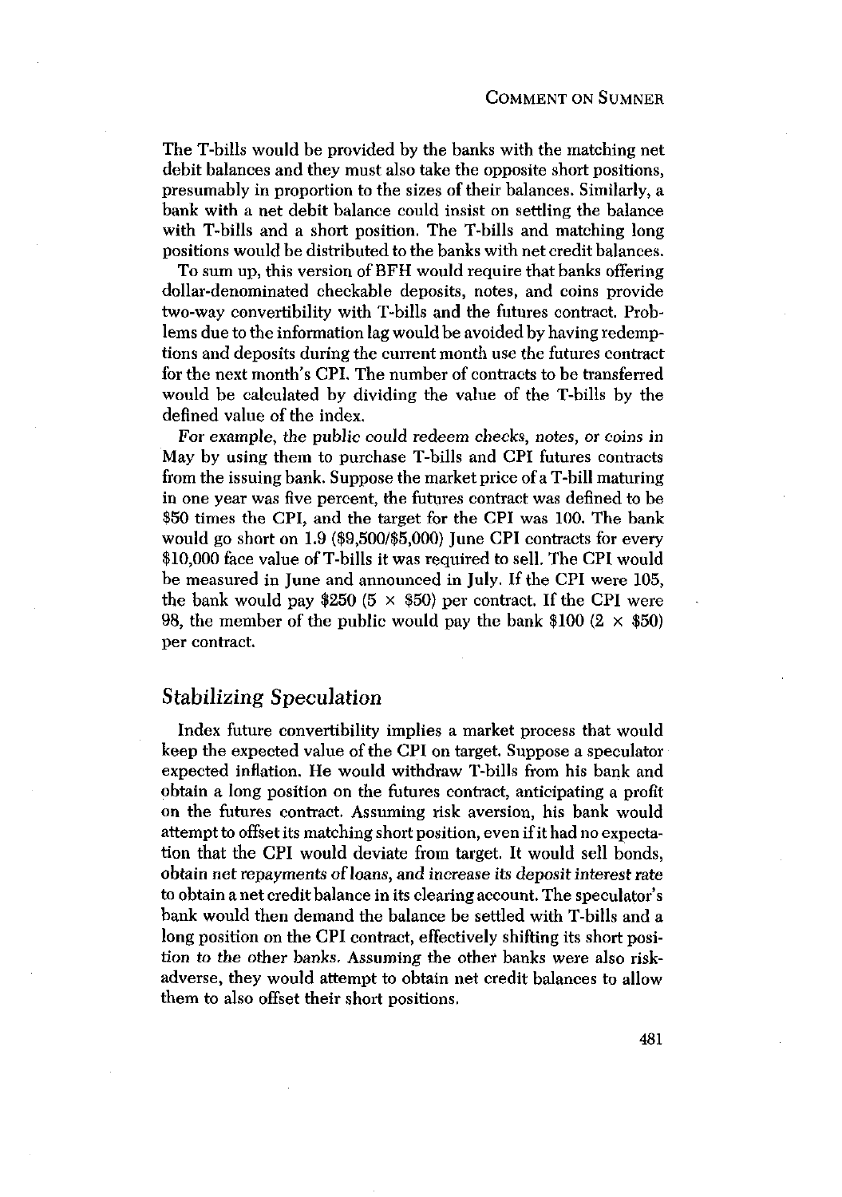The T-bills would be provided by the banks with the matching net debit balances and they must also take the opposite short positions, presumably in proportion to the sizes of their balances. Similarly, a bank with a net debit balance could insist on settling the balance with T-bills and a short position. The T-bills and matching long positions would be distributed to the banks with net credit balances.

To sum up, this version of BFH would require that banks offering dollar-denominated checkable deposits, notes, and coins provide two-way convertibility with T-bills and the futures contract. Problems due to the information lag would be avoided by having redemptions and deposits during the current month use the futures contract for the next month's CPI. The number of contracts to be transferred would be calculated by dividing the value of the T-bills by the defined value of the index.

*For example, the public could redeem checks, notes, or coins in* May by using them to purchase T-bills and CPI futures contracts from the issuing bank. Suppose the market price of a T-bill maturing in one year was five percent, the futures contract was defined to be \$50 times the CPI, and the target for the CPI was 100. The bank would go short on 1.9 (\$9,500/\$5,000) June CPI contracts for every \$10,000 face value of T-bills it was required to sell. The CPI would be measured in June and announced in July. If the CPI were 105, the bank would pay \$250 (5 × \$50) per contract. If the CPI were 98, the member of the public would pay the bank \$100 (2 × \$50) per contract.

## Stabilizing Speculation

Index future convertibility implies a market process that would keep the expected value of the CPI on target. Suppose a speculator expected inflation. He would withdraw T-bills from his bank and obtain a long position on the futures contract, anticipating a profit on the futures contract. Assuming risk aversion, his bank would attempt to offset its matching short position, even if it had no expectation that the CPI would deviate from target. It would sell bonds, obtain net *repayments of loans, and increase its deposit interest rate* to obtain a net credit balance in its clearing account. The speculator's bank would then demand the balance be settled with T-bills and a long position on the CPI contract, effectively shifting its short position *to the other banks.* Assuming the other banks were also risk-adverse, they would attempt to obtain net credit balances to allow them to also offset their short positions.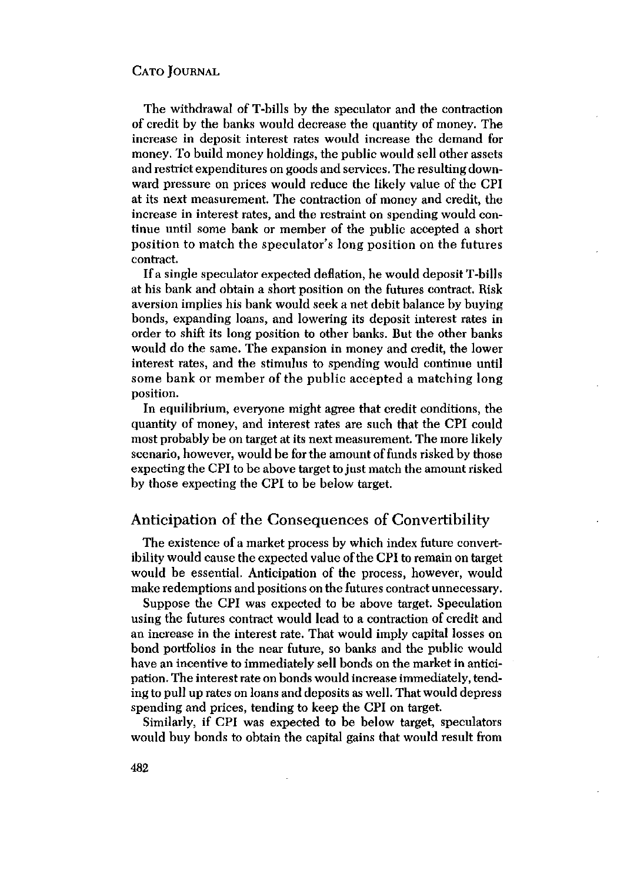The withdrawal of T-bills by the speculator and the contraction of credit by the banks would decrease the quantity of money. The increase in deposit interest rates would increase the demand for money. To build money holdings, the public would sell other assets and restrict expenditures on goods and services. The resulting downward pressure on prices would reduce the likely value of the CPI at its next measurement. The contraction of money and credit, the increase in interest rates, and the restraint on spending would continue until some bank or member of the public accepted a short position to match the speculator's long position on the futures contract.

If a single speculator expected deflation, he would deposit T-bills at his bank and obtain a short position on the futures contract. Risk aversion implies his bank would seek a net debit balance by buying bonds, expanding loans, and lowering its deposit interest rates in order to shift its long position to other banks. But the other banks would do the same. The expansion in money and credit, the lower interest rates, and the stimulus to spending would continue until some bank or member of the public accepted a matching long position.

In equilibrium, everyone might agree that credit conditions, the quantity of money, and interest rates are such that the CPI could most probably be on target at its next measurement. The more likely scenario, however, would be for the amount of funds risked by those expecting the CPI to be above target to just match the amount risked by those expecting the CPI to be below target.

## Anticipation of the Consequences of Convertibility

The existence of a market process by which index future convertibility would cause the expected value of the CPI to remain on target would be essential. Anticipation of the process, however, would make redemptions and positions on the futures contract unnecessary.

Suppose the CPI was expected to be above target. Speculation using the futures contract would lead to a contraction of credit and an increase in the interest rate. That would imply capital losses on bond portfolios in the near future, so banks and the public would have an incentive to immediately sell bonds on the market in anticipation. The interest rate on bonds would increase immediately, tending to pull up rates on loans and deposits as well. That would depress spending and prices, tending to keep the CPI on target.

Similarly, if CPI was expected to be below target, speculators would buy bonds to obtain the capital gains that would result from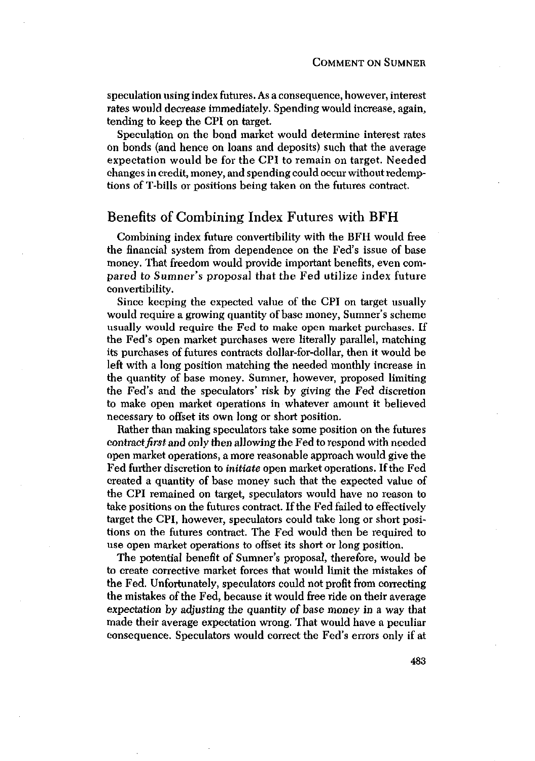speculation using index futures. As a consequence, however, interest rates would decrease immediately. Spending would increase, again, tending to keep the CPI on target.

Speculation on the bond market would determine interest rates on bonds (and hence on loans and deposits) such that the average expectation would be for the CPI to remain on target. Needed changes in credit, money, and spending could occur without redemptions of T-bills or positions being taken on the futures contract.

## Benefits of Combining Index Futures with BFH

Combining index future convertibility with the BFH would free the financial system from dependence on the Fed's issue of base money. That freedom would provide important benefits, even compared to Sumner's proposal that the Fed utilize index future convertibility.

Since keeping the expected value of the CPI on target usually would require a growing quantity of base money, Sumner's scheme usually would require the Fed to make open market purchases. If the Fed's open market purchases were literally parallel, matching its purchases of futures contracts dollar-for-dollar, then it would be left with a long position matching the needed monthly increase in the quantity of base money. Sumner, however, proposed limiting the Fed's and the speculators' risk by giving the Fed discretion to make open market operations in whatever amount it believed necessary to offset its own long or short position.

Rather than making speculators take some position on the futures *contract first* and only then allowing the Fed to respond with needed open market operations, a more reasonable approach would give the Fed further discretion to *initiate* open market operations. If the Fed created a quantity of base money such that the expected value of the CPI remained on target, speculators would have no reason to take positions on the futures contract. If the Fed failed to effectively target the CPI, however, speculators could take long or short positions on the futures contract. The Fed would then be required to use open market operations to offset its short or long position.

The potential benefit of Sumner's proposal, therefore, would be to create corrective market forces that would limit the mistakes of the Fed. Unfortunately, speculators could not profit from correcting the mistakes of the Fed, because it would free ride on their average expectation by adjusting the quantity of base money in a way that made their average expectation wrong. That would have a peculiar consequence. Speculators would correct the Fed's errors only if at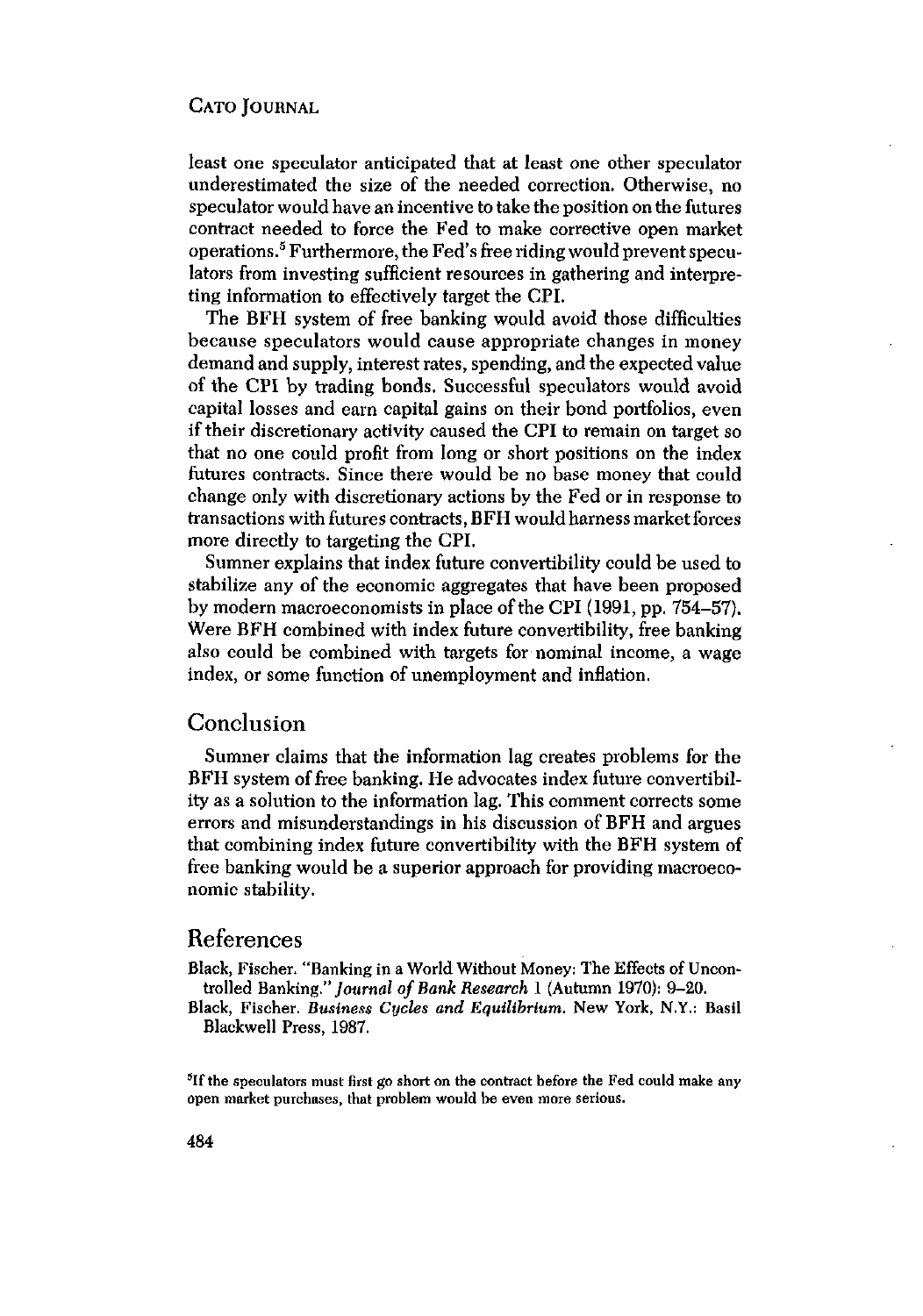least one speculator anticipated that at least one other speculator underestimated the size of the needed correction. Otherwise, no speculator would have an incentive to take the position on the futures contract needed to force the Fed to make corrective open market operations.[5] Furthermore, the Fed's free riding would prevent speculators from investing sufficient resources in gathering and interpreting information to effectively target the CPI.

The BFH system of free banking would avoid those difficulties because speculators would cause appropriate changes in money demand and supply, interest rates, spending, and the expected value of the CPI by trading bonds. Successful speculators would avoid capital losses and earn capital gains on their bond portfolios, even if their discretionary activity caused the CPI to remain on target so that no one could profit from long or short positions on the index futures contracts. Since there would be no base money that could change only with discretionary actions by the Fed or in response to transactions with futures contracts, BFH would harness market forces more directly to targeting the CPI.

Sumner explains that index future convertibility could be used to stabilize any of the economic aggregates that have been proposed by modern macroeconomists in place of the CPI (1991, pp. 754–57). Were BFH combined with index future convertibility, free banking also could be combined with targets for nominal income, a wage index, or some function of unemployment and inflation.

## Conclusion

Sumner claims that the information lag creates problems for the BFH system of free banking. He advocates index future convertibility as a solution to the information lag. This comment corrects some errors and misunderstandings in his discussion of BFH and argues that combining index future convertibility with the BFH system of free banking would be a superior approach for providing macroeconomic stability.

## References

Black, Fischer. "Banking in a World Without Money: The Effects of Uncontrolled Banking." *Journal of Bank Research* 1 (Autumn 1970): 9–20.

Black, Fischer. *Business Cycles and Equilibrium*. New York, N.Y.: Basil Blackwell Press, 1987.

[5] If the speculators must first go short on the contract before the Fed could make any open market purchases, that problem would be even more serious.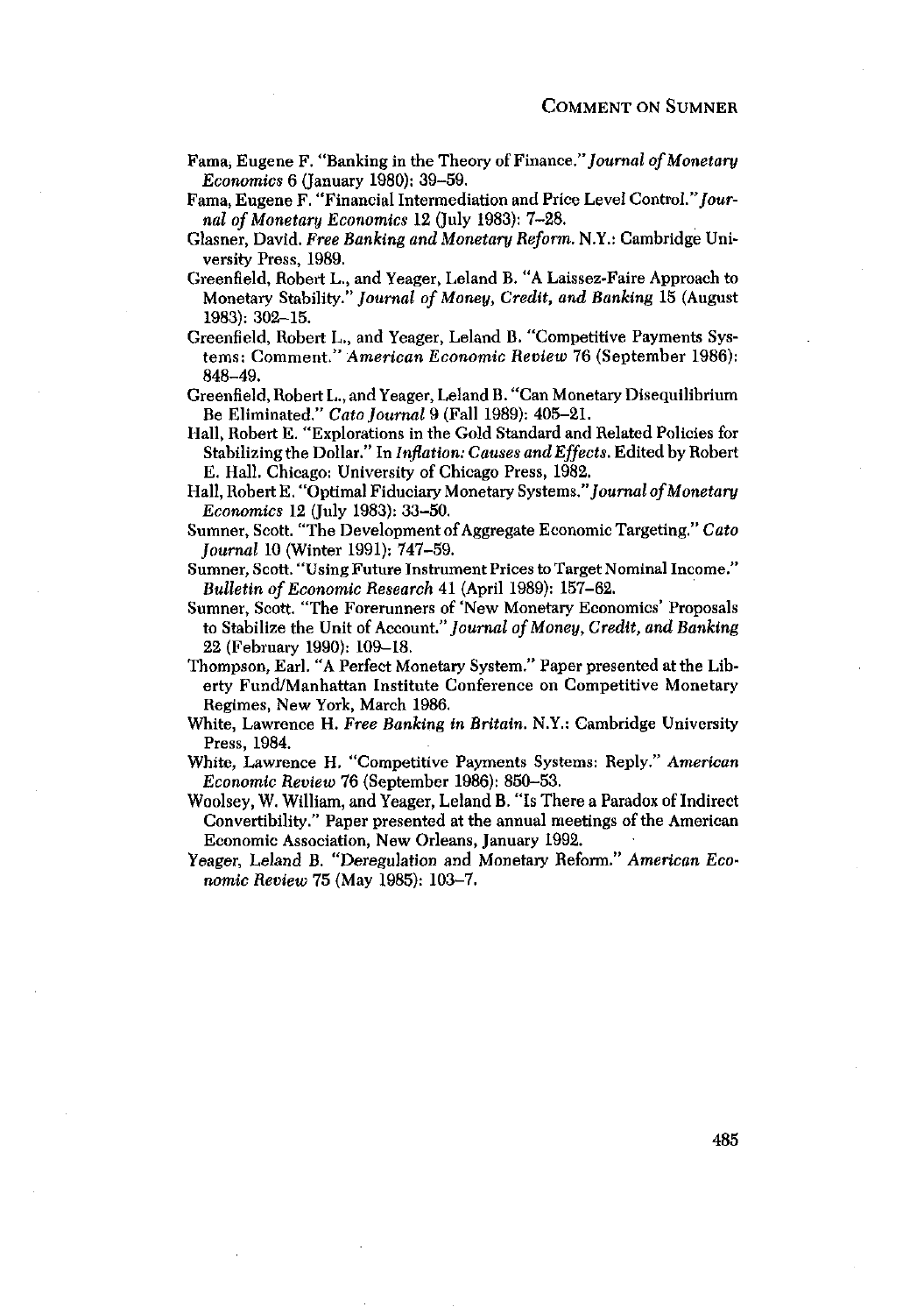Fama, Eugene F. "Banking in the Theory of Finance." *Journal of Monetary Economics* 6 (January 1980): 39–59.

Fama, Eugene F. "Financial Intermediation and Price Level Control." *Journal of Monetary Economics* 12 (July 1983): 7–28.

Glasner, David. *Free Banking and Monetary Reform.* N.Y.: Cambridge University Press, 1989.

Greenfield, Robert L., and Yeager, Leland B. "A Laissez-Faire Approach to Monetary Stability." *Journal of Money, Credit, and Banking* 15 (August 1983): 302–15.

Greenfield, Robert L., and Yeager, Leland B. "Competitive Payments Systems: Comment." *American Economic Review* 76 (September 1986): 848–49.

Greenfield, Robert L., and Yeager, Leland B. "Can Monetary Disequilibrium Be Eliminated." *Cato Journal* 9 (Fall 1989): 405–21.

Hall, Robert E. "Explorations in the Gold Standard and Related Policies for Stabilizing the Dollar." In *Inflation: Causes and Effects.* Edited by Robert E. Hall. Chicago: University of Chicago Press, 1982.

Hall, Robert E. "Optimal Fiduciary Monetary Systems." *Journal of Monetary Economics* 12 (July 1983): 33–50.

Sumner, Scott. "The Development of Aggregate Economic Targeting." *Cato Journal* 10 (Winter 1991): 747–59.

Sumner, Scott. "Using Future Instrument Prices to Target Nominal Income." *Bulletin of Economic Research* 41 (April 1989): 157–62.

Sumner, Scott. "The Forerunners of 'New Monetary Economics' Proposals to Stabilize the Unit of Account." *Journal of Money, Credit, and Banking* 22 (February 1990): 109–18.

Thompson, Earl. "A Perfect Monetary System." Paper presented at the Liberty Fund/Manhattan Institute Conference on Competitive Monetary Regimes, New York, March 1986.

White, Lawrence H. *Free Banking in Britain.* N.Y.: Cambridge University Press, 1984.

White, Lawrence H. "Competitive Payments Systems: Reply." *American Economic Review* 76 (September 1986): 850–53.

Woolsey, W. William, and Yeager, Leland B. "Is There a Paradox of Indirect Convertibility." Paper presented at the annual meetings of the American Economic Association, New Orleans, January 1992.

Yeager, Leland B. "Deregulation and Monetary Reform." *American Economic Review* 75 (May 1985): 103–7.